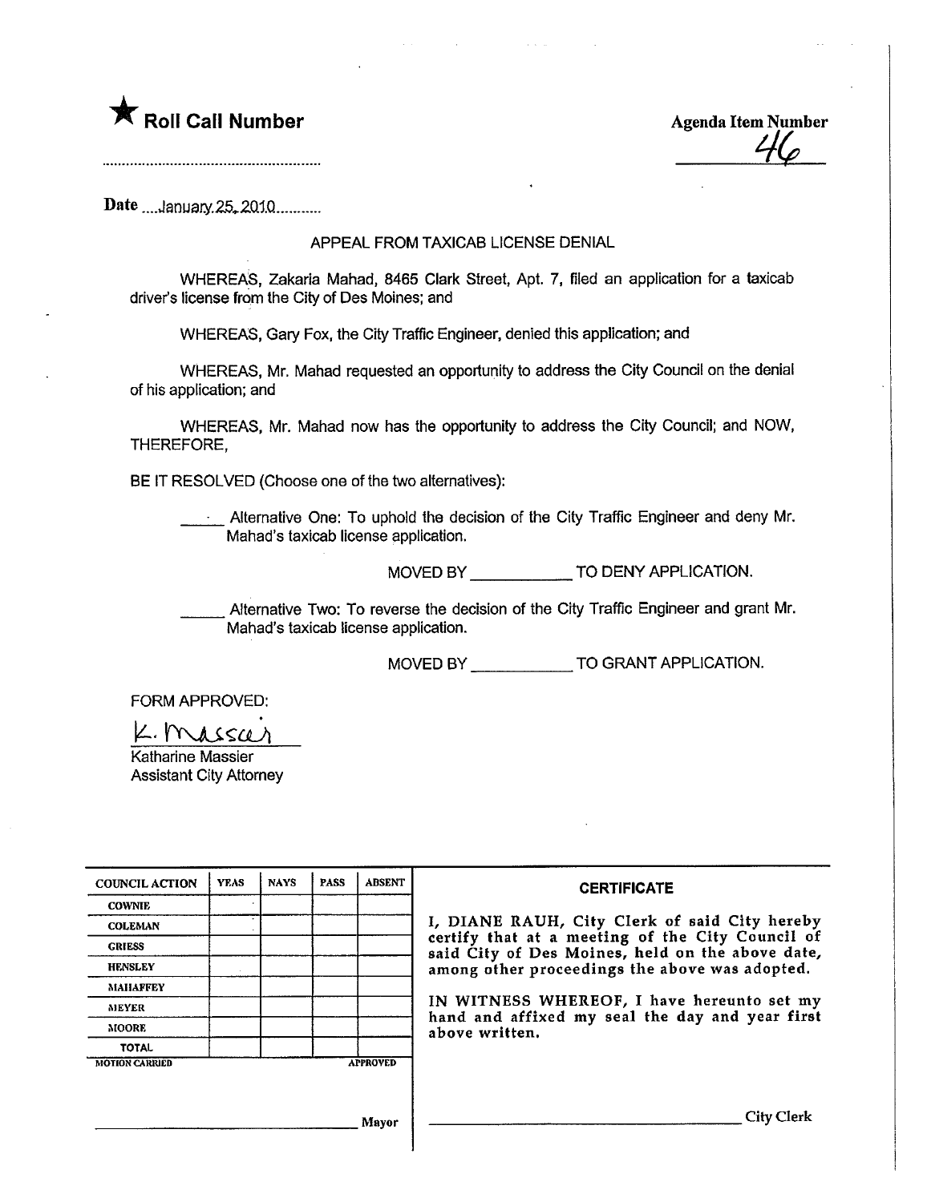★ **Roll Call Number**

..........................................................

**Agenda Item Number**

46

Date ....January 25, 2010...........

APPEAL FROM TAXICAB LICENSE DENIAL

WHEREAS, Zakaria Mahad, 8465 Clark Street, Apt. 7, filed an application for a taxicab driver's license from the City of Des Moines; and

WHEREAS, Gary Fox, the City Traffic Engineer, denied this application; and

WHEREAS, Mr. Mahad requested an opportunity to address the City Council on the denial of his application; and

WHEREAS, Mr. Mahad now has the opportunity to address the City Council; and NOW, THEREFORE,

BE IT RESOLVED (Choose one of the two alternatives):

_____ Alternative One: To uphold the decision of the City Traffic Engineer and deny Mr. Mahad's taxicab license application.

MOVED BY ____________ TO DENY APPLICATION.

_____ Alternative Two: To reverse the decision of the City Traffic Engineer and grant Mr. Mahad's taxicab license application.

MOVED BY ____________ TO GRANT APPLICATION.

FORM APPROVED:

K. Massier

Katharine Massier
Assistant City Attorney

| COUNCIL ACTION | YEAS | NAYS | PASS | ABSENT |
|---|---|---|---|---|
| COWNIE | | | | |
| COLEMAN | | | | |
| GRIESS | | | | |
| HENSLEY | | | | |
| MAHAFFEY | | | | |
| MEYER | | | | |
| MOORE | | | | |
| TOTAL | | | | |

MOTION CARRIED APPROVED

______________________________ Mayor

**CERTIFICATE**

I, DIANE RAUH, City Clerk of said City hereby certify that at a meeting of the City Council of said City of Des Moines, held on the above date, among other proceedings the above was adopted.

IN WITNESS WHEREOF, I have hereunto set my hand and affixed my seal the day and year first above written.

______________________________ City Clerk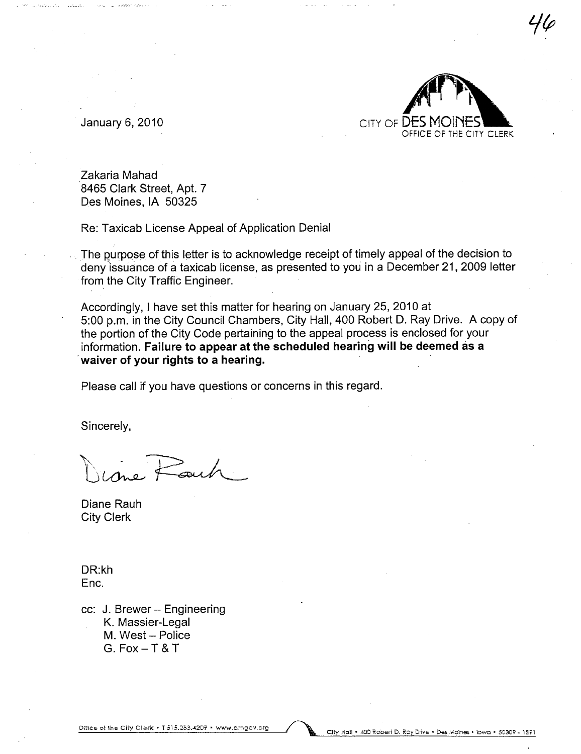January 6, 2010

CITY OF DES MOINES
OFFICE OF THE CITY CLERK

Zakaria Mahad
8465 Clark Street, Apt. 7
Des Moines, IA 50325

Re: Taxicab License Appeal of Application Denial

The purpose of this letter is to acknowledge receipt of timely appeal of the decision to deny issuance of a taxicab license, as presented to you in a December 21, 2009 letter from the City Traffic Engineer.

Accordingly, I have set this matter for hearing on January 25, 2010 at 5:00 p.m. in the City Council Chambers, City Hall, 400 Robert D. Ray Drive. A copy of the portion of the City Code pertaining to the appeal process is enclosed for your information. **Failure to appear at the scheduled hearing will be deemed as a waiver of your rights to a hearing.**

Please call if you have questions or concerns in this regard.

Sincerely,

Diane Rauh
City Clerk

DR:kh
Enc.

cc: J. Brewer – Engineering
K. Massier-Legal
M. West – Police
G. Fox – T & T

Office of the City Clerk • T 515.283.4209 • www.dmgov.org    City Hall • 400 Robert D. Ray Drive • Des Moines • Iowa • 50309 - 1891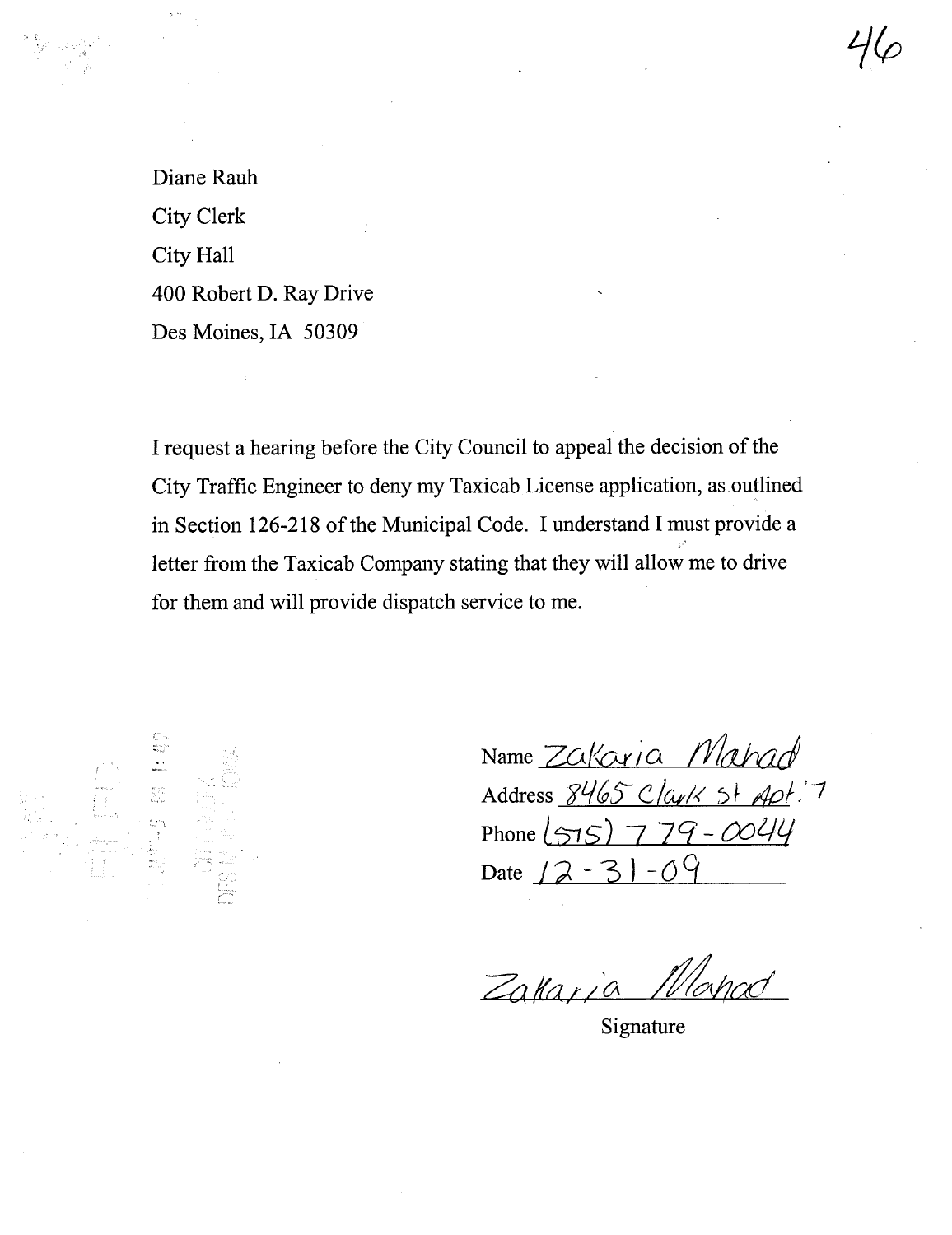Diane Rauh
City Clerk
City Hall
400 Robert D. Ray Drive
Des Moines, IA 50309

I request a hearing before the City Council to appeal the decision of the City Traffic Engineer to deny my Taxicab License application, as outlined in Section 126-218 of the Municipal Code. I understand I must provide a letter from the Taxicab Company stating that they will allow me to drive for them and will provide dispatch service to me.

Name Zakaria Mahad
Address 8465 Clark St Apt. 7
Phone (515) 779-0044
Date 12-31-09

Zakaria Mahad
Signature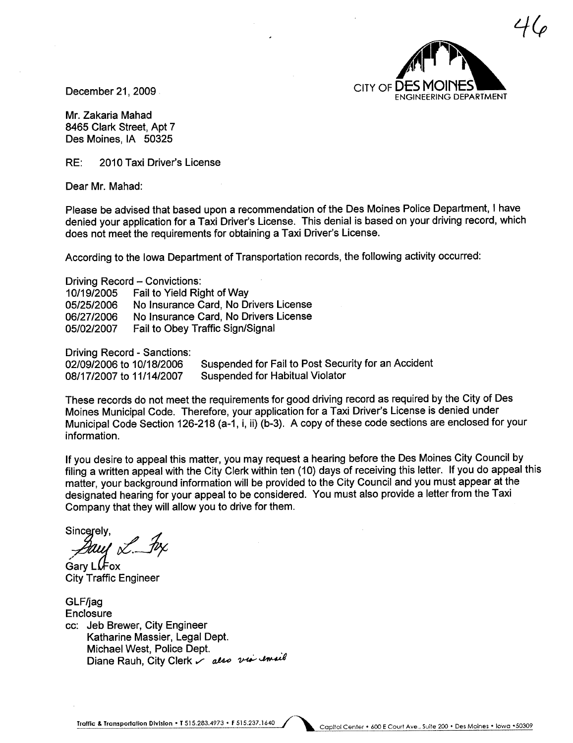46

CITY OF DES MOINES
ENGINEERING DEPARTMENT

December 21, 2009

Mr. Zakaria Mahad
8465 Clark Street, Apt 7
Des Moines, IA 50325

RE: 2010 Taxi Driver's License

Dear Mr. Mahad:

Please be advised that based upon a recommendation of the Des Moines Police Department, I have denied your application for a Taxi Driver's License. This denial is based on your driving record, which does not meet the requirements for obtaining a Taxi Driver's License.

According to the Iowa Department of Transportation records, the following activity occurred:

Driving Record – Convictions:

| | |
|---|---|
| 10/19/2005 | Fail to Yield Right of Way |
| 05/25/2006 | No Insurance Card, No Drivers License |
| 06/27/2006 | No Insurance Card, No Drivers License |
| 05/02/2007 | Fail to Obey Traffic Sign/Signal |

Driving Record - Sanctions:

| | |
|---|---|
| 02/09/2006 to 10/18/2006 | Suspended for Fail to Post Security for an Accident |
| 08/17/2007 to 11/14/2007 | Suspended for Habitual Violator |

These records do not meet the requirements for good driving record as required by the City of Des Moines Municipal Code. Therefore, your application for a Taxi Driver's License is denied under Municipal Code Section 126-218 (a-1, i, ii) (b-3). A copy of these code sections are enclosed for your information.

If you desire to appeal this matter, you may request a hearing before the Des Moines City Council by filing a written appeal with the City Clerk within ten (10) days of receiving this letter. If you do appeal this matter, your background information will be provided to the City Council and you must appear at the designated hearing for your appeal to be considered. You must also provide a letter from the Taxi Company that they will allow you to drive for them.

Sincerely,

Gary L. Fox

Gary L. Fox
City Traffic Engineer

GLF/jag
Enclosure
cc: Jeb Brewer, City Engineer
Katharine Massier, Legal Dept.
Michael West, Police Dept.
Diane Rauh, City Clerk ✓ also via email

Traffic & Transportation Division • T 515.283.4973 • F 515.237.1640 Capitol Center • 600 E Court Ave., Suite 200 • Des Moines • Iowa • 50309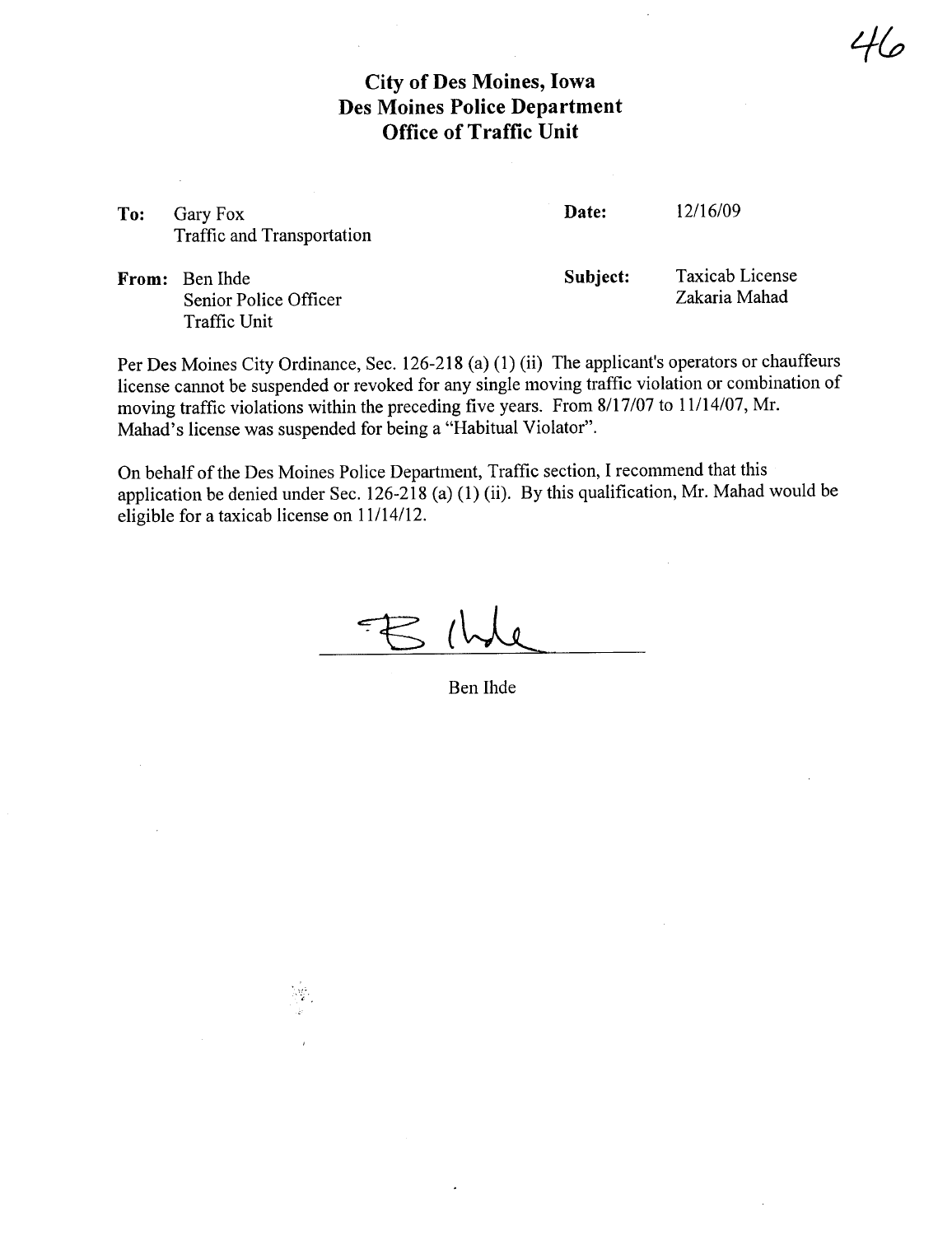# City of Des Moines, Iowa
# Des Moines Police Department
# Office of Traffic Unit

| | | | |
|---|---|---|---|
| **To:** | Gary Fox<br>Traffic and Transportation | **Date:** | 12/16/09 |
| **From:** | Ben Ihde<br>Senior Police Officer<br>Traffic Unit | **Subject:** | Taxicab License<br>Zakaria Mahad |

Per Des Moines City Ordinance, Sec. 126-218 (a) (1) (ii) The applicant's operators or chauffeurs license cannot be suspended or revoked for any single moving traffic violation or combination of moving traffic violations within the preceding five years. From 8/17/07 to 11/14/07, Mr. Mahad's license was suspended for being a "Habitual Violator".

On behalf of the Des Moines Police Department, Traffic section, I recommend that this application be denied under Sec. 126-218 (a) (1) (ii). By this qualification, Mr. Mahad would be eligible for a taxicab license on 11/14/12.

Ben Ihde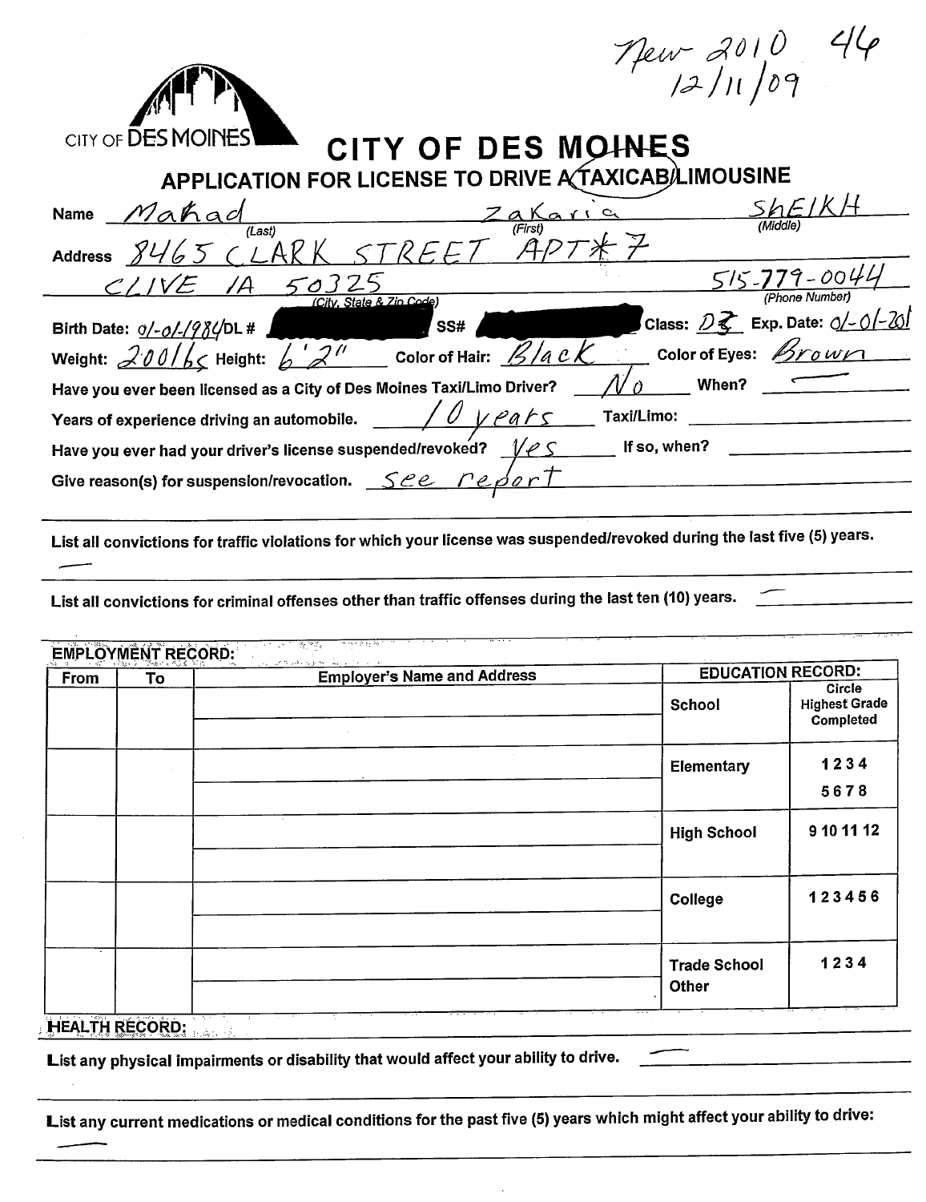New 2010 46
12/11/09

CITY OF DES MOINES

# CITY OF DES MOINES

## APPLICATION FOR LICENSE TO DRIVE A TAXICAB/LIMOUSINE

Name Makad (Last) Zakaria (First) SHEIKH (Middle)

Address 8465 CLARK STREET APT#7

CLIVE IA 50325 (City, State & Zip Code) 515-779-0044 (Phone Number)

Birth Date: 01-01-1984 DL # [REDACTED] SS# [REDACTED] Class: D Exp. Date: 01-01-201

Weight: 200lbs Height: 6'2" Color of Hair: Black Color of Eyes: Brown

Have you ever been licensed as a City of Des Moines Taxi/Limo Driver? No When? —

Years of experience driving an automobile. 10 years Taxi/Limo:

Have you ever had your driver's license suspended/revoked? Yes If so, when?

Give reason(s) for suspension/revocation. See report

List all convictions for traffic violations for which your license was suspended/revoked during the last five (5) years.

—

List all convictions for criminal offenses other than traffic offenses during the last ten (10) years. —

**EMPLOYMENT RECORD:**

| From | To | Employer's Name and Address | EDUCATION RECORD: School | Circle Highest Grade Completed |
|---|---|---|---|---|
| | | | Elementary | 1 2 3 4 5 6 7 8 |
| | | | High School | 9 10 11 12 |
| | | | College | 1 2 3 4 5 6 |
| | | | Trade School Other | 1 2 3 4 |

**HEALTH RECORD:**

List any physical impairments or disability that would affect your ability to drive. —

List any current medications or medical conditions for the past five (5) years which might affect your ability to drive:

—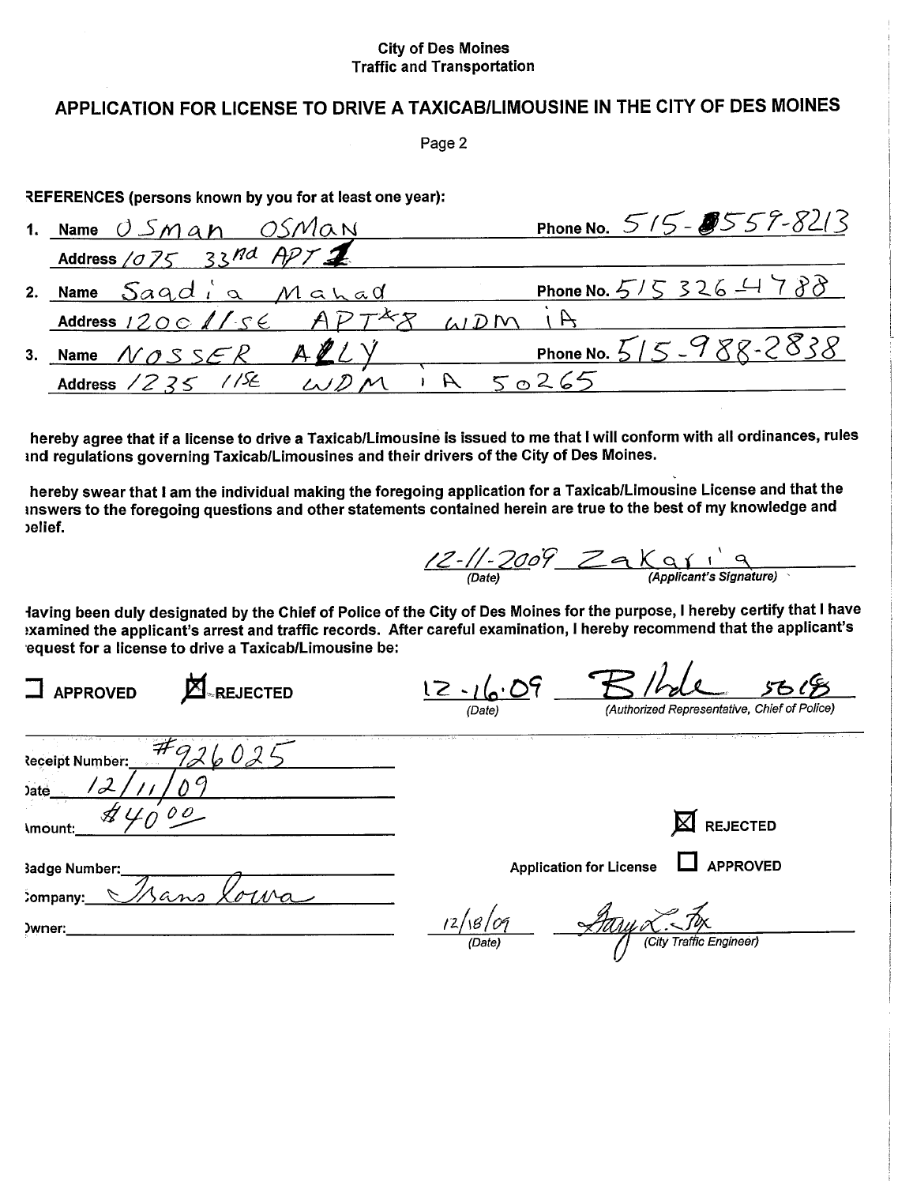City of Des Moines
Traffic and Transportation

## APPLICATION FOR LICENSE TO DRIVE A TAXICAB/LIMOUSINE IN THE CITY OF DES MOINES

Page 2

REFERENCES (persons known by you for at least one year):

1. Name Osman OSMAN — Phone No. 515-559-8213
   Address 1075 33nd APT 1
2. Name Saadia Mahad — Phone No. 515 326-4788
   Address 1200 11 SE APT 8 WDM IA
3. Name NOSSER ALLY — Phone No. 515-988-2838
   Address 1235 11SE WDM IA 50265

I hereby agree that if a license to drive a Taxicab/Limousine is issued to me that I will conform with all ordinances, rules and regulations governing Taxicab/Limousines and their drivers of the City of Des Moines.

I hereby swear that I am the individual making the foregoing application for a Taxicab/Limousine License and that the answers to the foregoing questions and other statements contained herein are true to the best of my knowledge and belief.

12-11-2009 (Date) — Zakaria (Applicant's Signature)

Having been duly designated by the Chief of Police of the City of Des Moines for the purpose, I hereby certify that I have examined the applicant's arrest and traffic records. After careful examination, I hereby recommend that the applicant's request for a license to drive a Taxicab/Limousine be:

☐ APPROVED ☒ REJECTED

12-16-09 (Date) — [signature] 5618 (Authorized Representative, Chief of Police)

Receipt Number: #926025

Date 12/11/09

Amount: $40.00

Badge Number:

Company: Trans Iowa

Owner:

Application for License ☒ REJECTED ☐ APPROVED

12/18/09 (Date) — [signature] (City Traffic Engineer)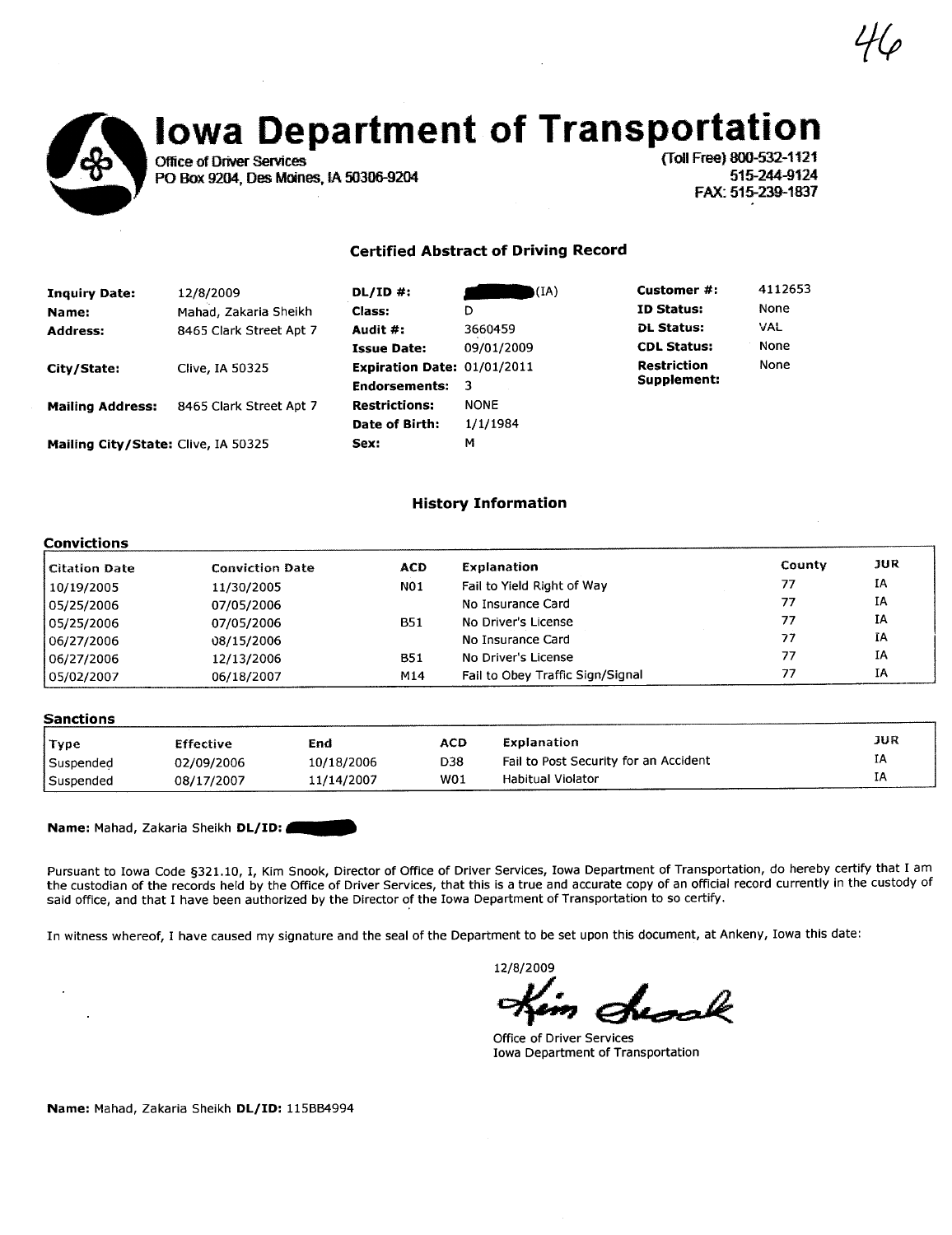# Iowa Department of Transportation

Office of Driver Services
PO Box 9204, Des Moines, IA 50306-9204

(Toll Free) 800-532-1121
515-244-9124
FAX: 515-239-1837

## Certified Abstract of Driving Record

| | | | | | |
|---|---|---|---|---|---|
| **Inquiry Date:** | 12/8/2009 | **DL/ID #:** | [redacted] (IA) | **Customer #:** | 4112653 |
| **Name:** | Mahad, Zakaria Sheikh | **Class:** | D | **ID Status:** | None |
| **Address:** | 8465 Clark Street Apt 7 | **Audit #:** | 3660459 | **DL Status:** | VAL |
| | | **Issue Date:** | 09/01/2009 | **CDL Status:** | None |
| **City/State:** | Clive, IA 50325 | **Expiration Date:** | 01/01/2011 | **Restriction Supplement:** | None |
| | | **Endorsements:** | 3 | | |
| **Mailing Address:** | 8465 Clark Street Apt 7 | **Restrictions:** | NONE | | |
| | | **Date of Birth:** | 1/1/1984 | | |
| **Mailing City/State:** | Clive, IA 50325 | **Sex:** | M | | |

## History Information

### Convictions

| Citation Date | Conviction Date | ACD | Explanation | County | JUR |
|---|---|---|---|---|---|
| 10/19/2005 | 11/30/2005 | N01 | Fail to Yield Right of Way | 77 | IA |
| 05/25/2006 | 07/05/2006 | | No Insurance Card | 77 | IA |
| 05/25/2006 | 07/05/2006 | B51 | No Driver's License | 77 | IA |
| 06/27/2006 | 08/15/2006 | | No Insurance Card | 77 | IA |
| 06/27/2006 | 12/13/2006 | B51 | No Driver's License | 77 | IA |
| 05/02/2007 | 06/18/2007 | M14 | Fail to Obey Traffic Sign/Signal | 77 | IA |

### Sanctions

| Type | Effective | End | ACD | Explanation | JUR |
|---|---|---|---|---|---|
| Suspended | 02/09/2006 | 10/18/2006 | D38 | Fail to Post Security for an Accident | IA |
| Suspended | 08/17/2007 | 11/14/2007 | W01 | Habitual Violator | IA |

**Name:** Mahad, Zakaria Sheikh **DL/ID:** [redacted]

Pursuant to Iowa Code §321.10, I, Kim Snook, Director of Office of Driver Services, Iowa Department of Transportation, do hereby certify that I am the custodian of the records held by the Office of Driver Services, that this is a true and accurate copy of an official record currently in the custody of said office, and that I have been authorized by the Director of the Iowa Department of Transportation to so certify.

In witness whereof, I have caused my signature and the seal of the Department to be set upon this document, at Ankeny, Iowa this date:

12/8/2009

Kim Snook

Office of Driver Services
Iowa Department of Transportation

**Name:** Mahad, Zakaria Sheikh **DL/ID:** 115BB4994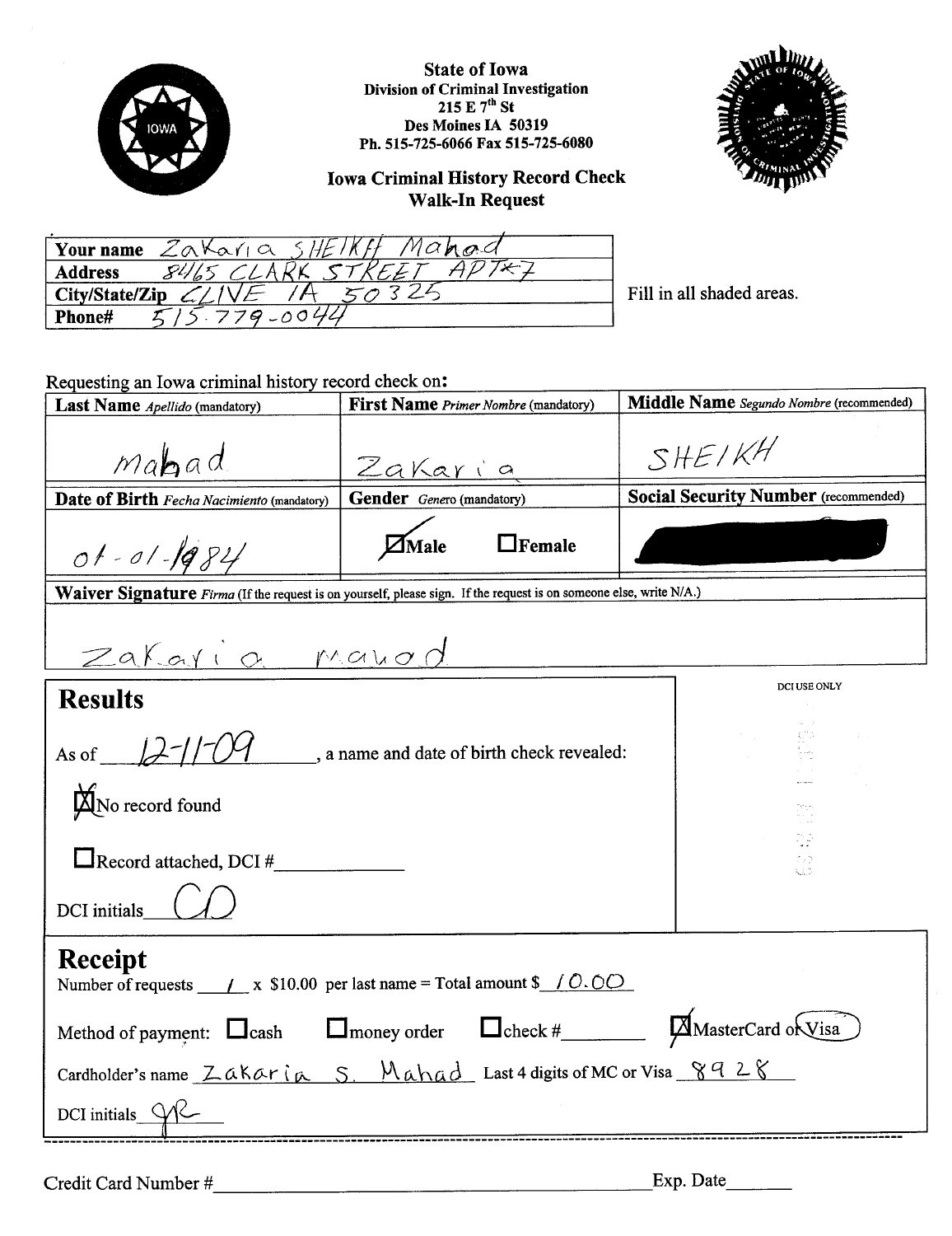**State of Iowa**
**Division of Criminal Investigation**
**215 E 7th St**
**Des Moines IA 50319**
**Ph. 515-725-6066 Fax 515-725-6080**

**Iowa Criminal History Record Check**
**Walk-In Request**

| | |
|---|---|
| **Your name** | Zakaria SHEIKH Mahad |
| **Address** | 8465 CLARK STREET APT#7 |
| **City/State/Zip** | CLIVE IA 50325 |
| **Phone#** | 515-779-0044 |

Fill in all shaded areas.

Requesting an Iowa criminal history record check on:

| **Last Name** *Apellido* (mandatory) | **First Name** *Primer Nombre* (mandatory) | **Middle Name** *Segundo Nombre* (recommended) |
|---|---|---|
| mahad | Zakaria | SHEIKH |
| **Date of Birth** *Fecha Nacimiento* (mandatory) | **Gender** *Genero* (mandatory) | **Social Security Number** (recommended) |
| 01-01-1984 | ☒ Male ☐ Female | [redacted] |

**Waiver Signature** *Firma* (If the request is on yourself, please sign. If the request is on someone else, write N/A.)

Zakaria mahad

## Results

DCI USE ONLY

As of 12-11-09, a name and date of birth check revealed:

☒ No record found

☐ Record attached, DCI # ____________

DCI initials CD

## Receipt

Number of requests 1 x $10.00 per last name = Total amount $ 10.00

Method of payment: ☐ cash ☐ money order ☐ check # ________ ☒ MasterCard or Visa

Cardholder's name Zakaria S. Mahad Last 4 digits of MC or Visa 8928

DCI initials QR

---

Credit Card Number # ______________________________ Exp. Date _______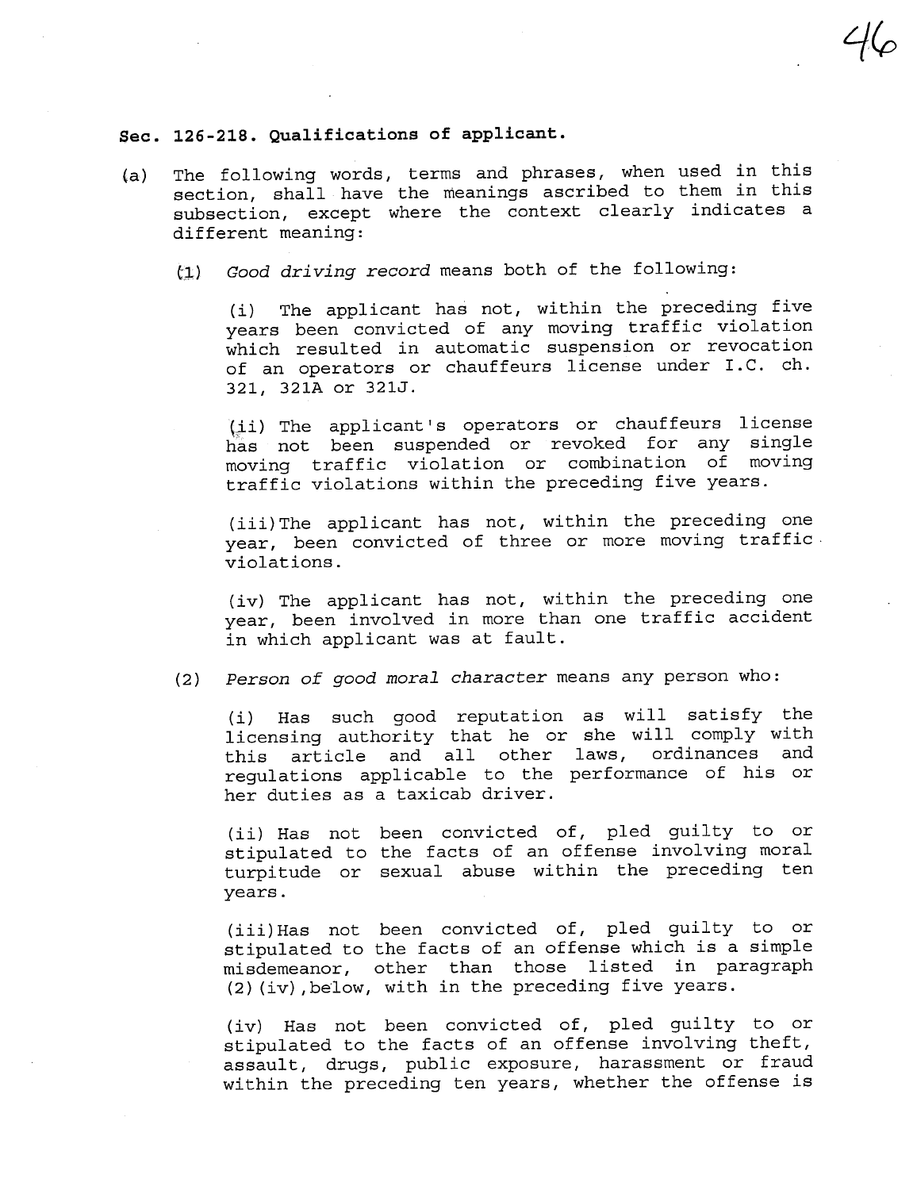**Sec. 126-218. Qualifications of applicant.**

(a) The following words, terms and phrases, when used in this section, shall have the meanings ascribed to them in this subsection, except where the context clearly indicates a different meaning:

(1) *Good driving record* means both of the following:

(i) The applicant has not, within the preceding five years been convicted of any moving traffic violation which resulted in automatic suspension or revocation of an operators or chauffeurs license under I.C. ch. 321, 321A or 321J.

(ii) The applicant's operators or chauffeurs license has not been suspended or revoked for any single moving traffic violation or combination of moving traffic violations within the preceding five years.

(iii) The applicant has not, within the preceding one year, been convicted of three or more moving traffic violations.

(iv) The applicant has not, within the preceding one year, been involved in more than one traffic accident in which applicant was at fault.

(2) *Person of good moral character* means any person who:

(i) Has such good reputation as will satisfy the licensing authority that he or she will comply with this article and all other laws, ordinances and regulations applicable to the performance of his or her duties as a taxicab driver.

(ii) Has not been convicted of, pled guilty to or stipulated to the facts of an offense involving moral turpitude or sexual abuse within the preceding ten years.

(iii) Has not been convicted of, pled guilty to or stipulated to the facts of an offense which is a simple misdemeanor, other than those listed in paragraph (2)(iv), below, with in the preceding five years.

(iv) Has not been convicted of, pled guilty to or stipulated to the facts of an offense involving theft, assault, drugs, public exposure, harassment or fraud within the preceding ten years, whether the offense is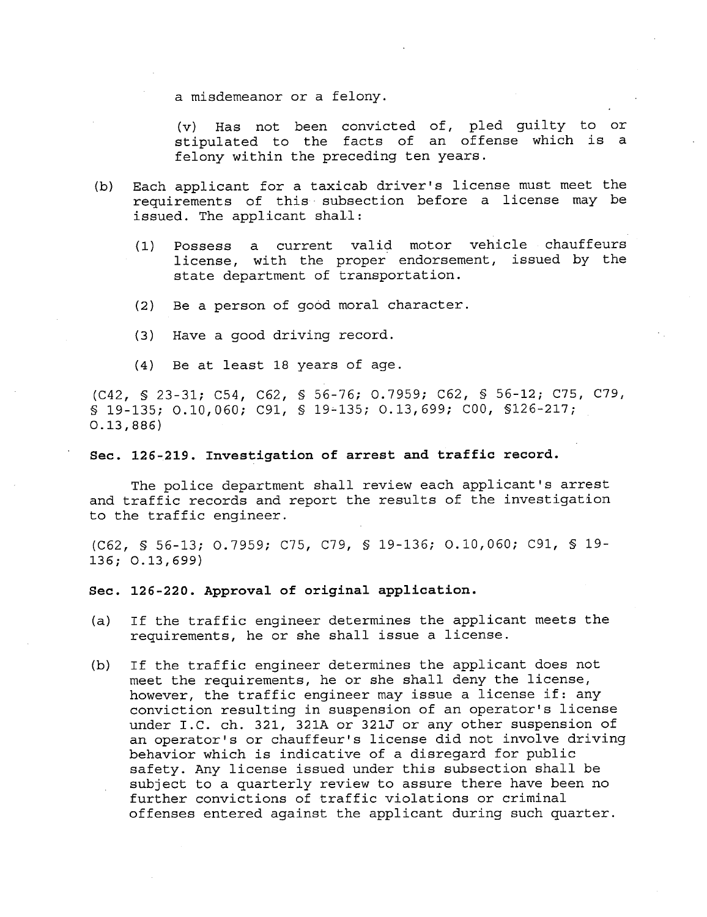a misdemeanor or a felony.

(v) Has not been convicted of, pled guilty to or stipulated to the facts of an offense which is a felony within the preceding ten years.

(b) Each applicant for a taxicab driver's license must meet the requirements of this subsection before a license may be issued. The applicant shall:

(1) Possess a current valid motor vehicle chauffeurs license, with the proper endorsement, issued by the state department of transportation.

(2) Be a person of good moral character.

(3) Have a good driving record.

(4) Be at least 18 years of age.

(C42, § 23-31; C54, C62, § 56-76; O.7959; C62, § 56-12; C75, C79, § 19-135; O.10,060; C91, § 19-135; O.13,699; C00, §126-217; O.13,886)

**Sec. 126-219. Investigation of arrest and traffic record.**

The police department shall review each applicant's arrest and traffic records and report the results of the investigation to the traffic engineer.

(C62, § 56-13; O.7959; C75, C79, § 19-136; O.10,060; C91, § 19-136; O.13,699)

**Sec. 126-220. Approval of original application.**

(a) If the traffic engineer determines the applicant meets the requirements, he or she shall issue a license.

(b) If the traffic engineer determines the applicant does not meet the requirements, he or she shall deny the license, however, the traffic engineer may issue a license if: any conviction resulting in suspension of an operator's license under I.C. ch. 321, 321A or 321J or any other suspension of an operator's or chauffeur's license did not involve driving behavior which is indicative of a disregard for public safety. Any license issued under this subsection shall be subject to a quarterly review to assure there have been no further convictions of traffic violations or criminal offenses entered against the applicant during such quarter.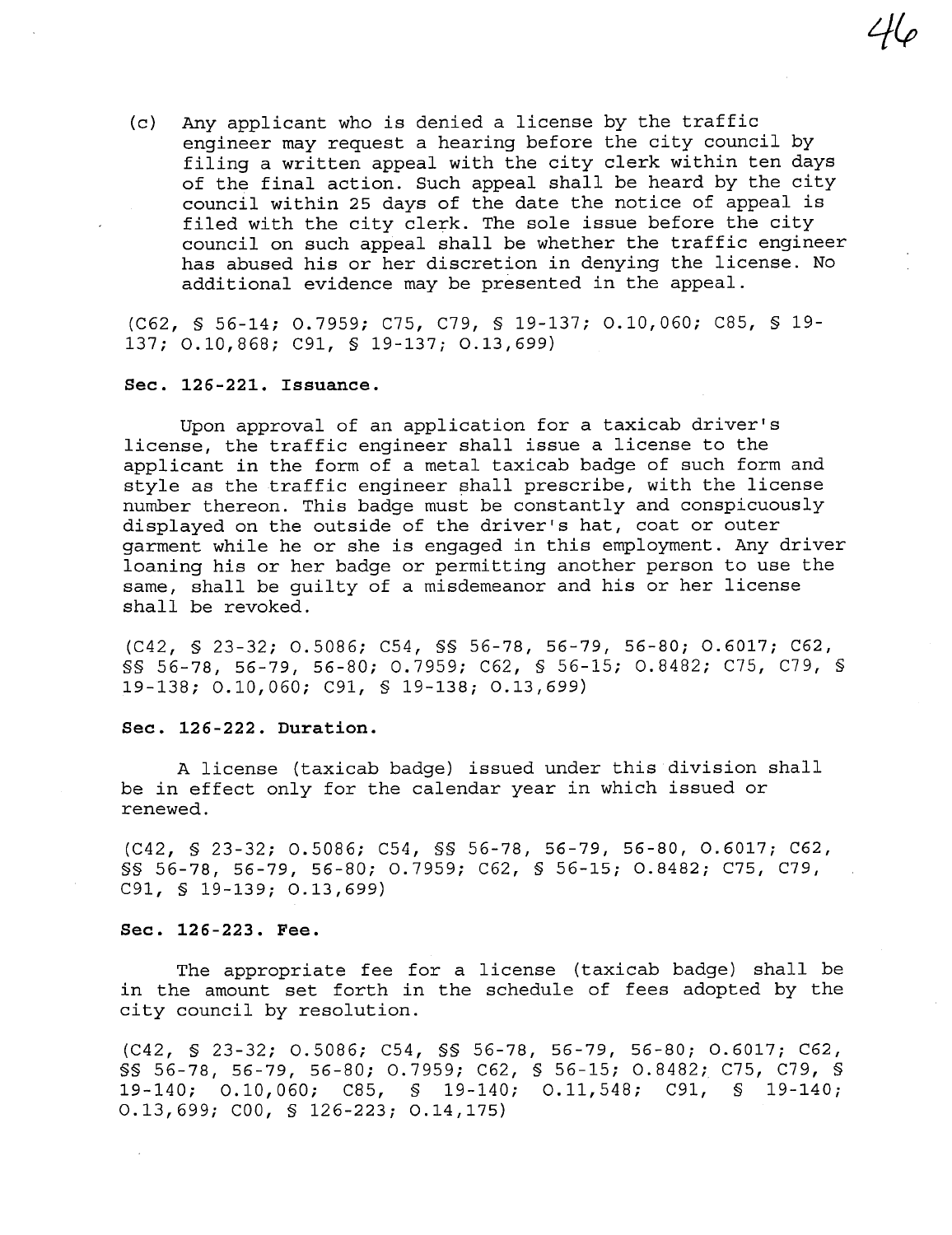(c) Any applicant who is denied a license by the traffic engineer may request a hearing before the city council by filing a written appeal with the city clerk within ten days of the final action. Such appeal shall be heard by the city council within 25 days of the date the notice of appeal is filed with the city clerk. The sole issue before the city council on such appeal shall be whether the traffic engineer has abused his or her discretion in denying the license. No additional evidence may be presented in the appeal.

(C62, § 56-14; O.7959; C75, C79, § 19-137; O.10,060; C85, § 19-137; O.10,868; C91, § 19-137; O.13,699)

**Sec. 126-221. Issuance.**

Upon approval of an application for a taxicab driver's license, the traffic engineer shall issue a license to the applicant in the form of a metal taxicab badge of such form and style as the traffic engineer shall prescribe, with the license number thereon. This badge must be constantly and conspicuously displayed on the outside of the driver's hat, coat or outer garment while he or she is engaged in this employment. Any driver loaning his or her badge or permitting another person to use the same, shall be guilty of a misdemeanor and his or her license shall be revoked.

(C42, § 23-32; O.5086; C54, §§ 56-78, 56-79, 56-80; O.6017; C62, §§ 56-78, 56-79, 56-80; O.7959; C62, § 56-15; O.8482; C75, C79, § 19-138; O.10,060; C91, § 19-138; O.13,699)

**Sec. 126-222. Duration.**

A license (taxicab badge) issued under this division shall be in effect only for the calendar year in which issued or renewed.

(C42, § 23-32; O.5086; C54, §§ 56-78, 56-79, 56-80, O.6017; C62, §§ 56-78, 56-79, 56-80; O.7959; C62, § 56-15; O.8482; C75, C79, C91, § 19-139; O.13,699)

**Sec. 126-223. Fee.**

The appropriate fee for a license (taxicab badge) shall be in the amount set forth in the schedule of fees adopted by the city council by resolution.

(C42, § 23-32; O.5086; C54, §§ 56-78, 56-79, 56-80; O.6017; C62, §§ 56-78, 56-79, 56-80; O.7959; C62, § 56-15; O.8482; C75, C79, § 19-140; O.10,060; C85, § 19-140; O.11,548; C91, § 19-140; O.13,699; C00, § 126-223; O.14,175)